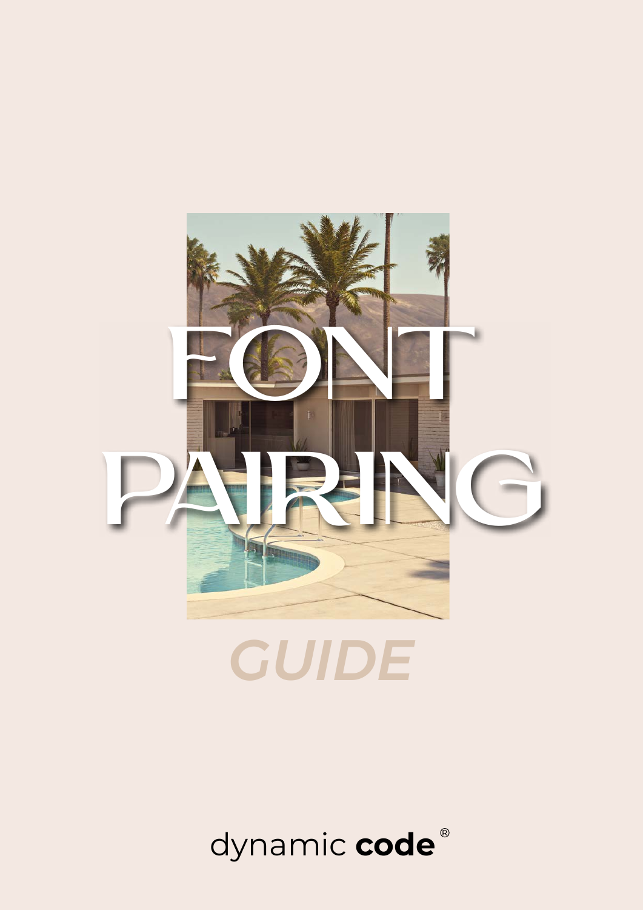# FONT PAIRING

## *GUIDE*

dynamic **code**®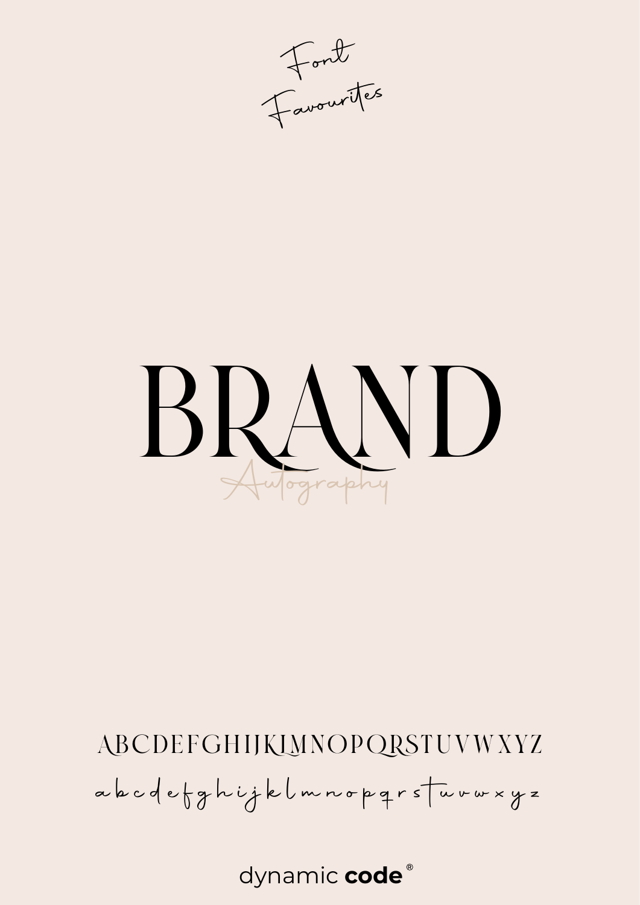*Font Favourites*

# BRAND

*Autography*

ABCDEFGHIJKLMNOPQRSTUVWXYZ

*a b c d e f g h i j k l m n o p q r s t u v w x y z*

dynamic **code**®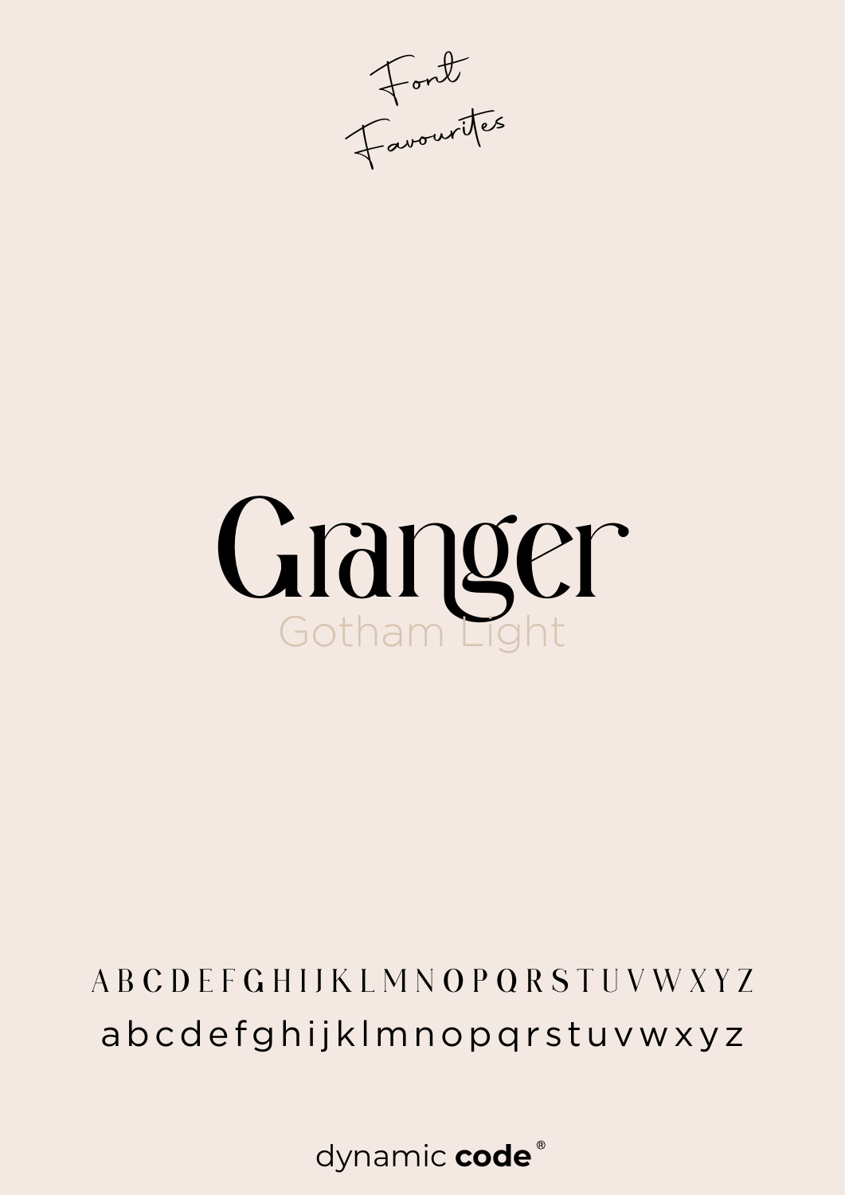*Font Favourites*

# Granger

Gotham Light

A B C D E F G H I J K L M N O P Q R S T U V W X Y Z

a b c d e f g h i j k l m n o p q r s t u v w x y z

dynamic **code**®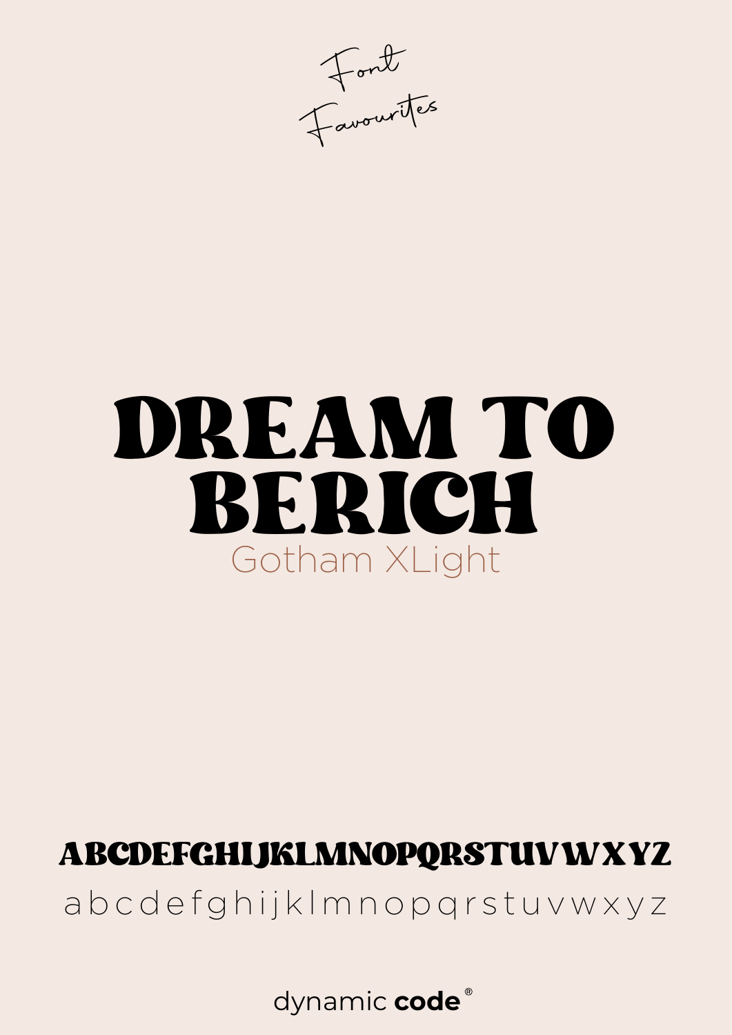Font Favourites

# DREAM TO BERICH

Gotham XLight

ABCDEFGHIJKLMNOPQRSTUVWXYZ

a b c d e f g h i j k l m n o p q r s t u v w x y z

dynamic **code**®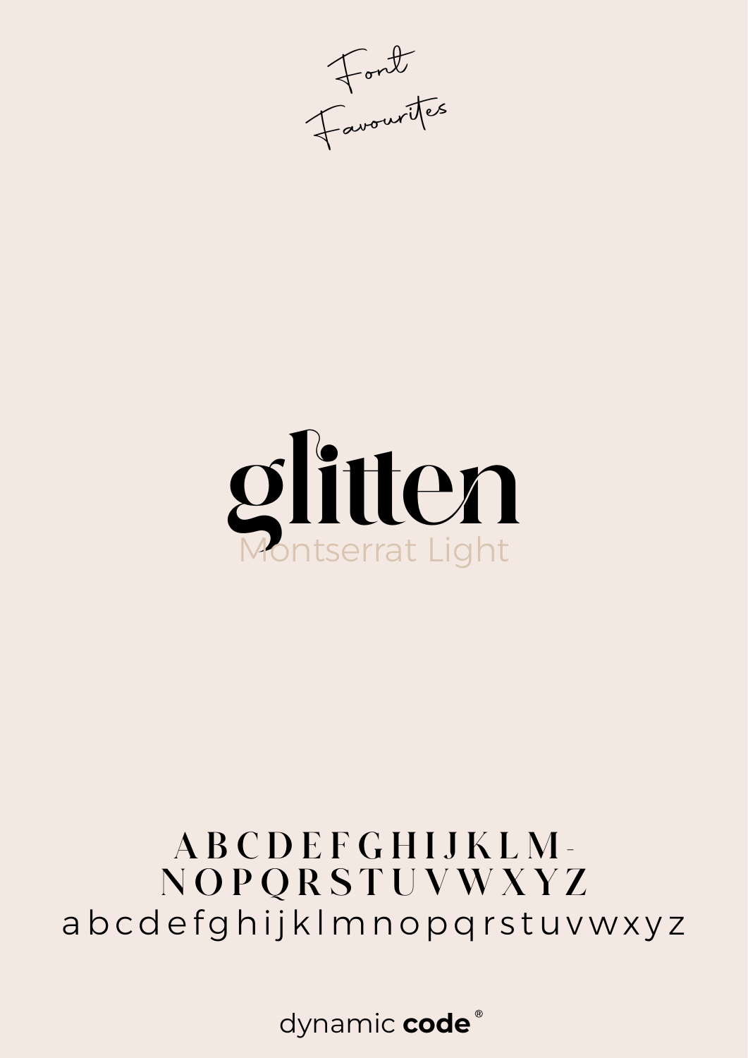Font Favourites

# glitten

Montserrat Light

A B C D E F G H I J K L M -
N O P Q R S T U V W X Y Z
a b c d e f g h i j k l m n o p q r s t u v w x y z

dynamic **code**®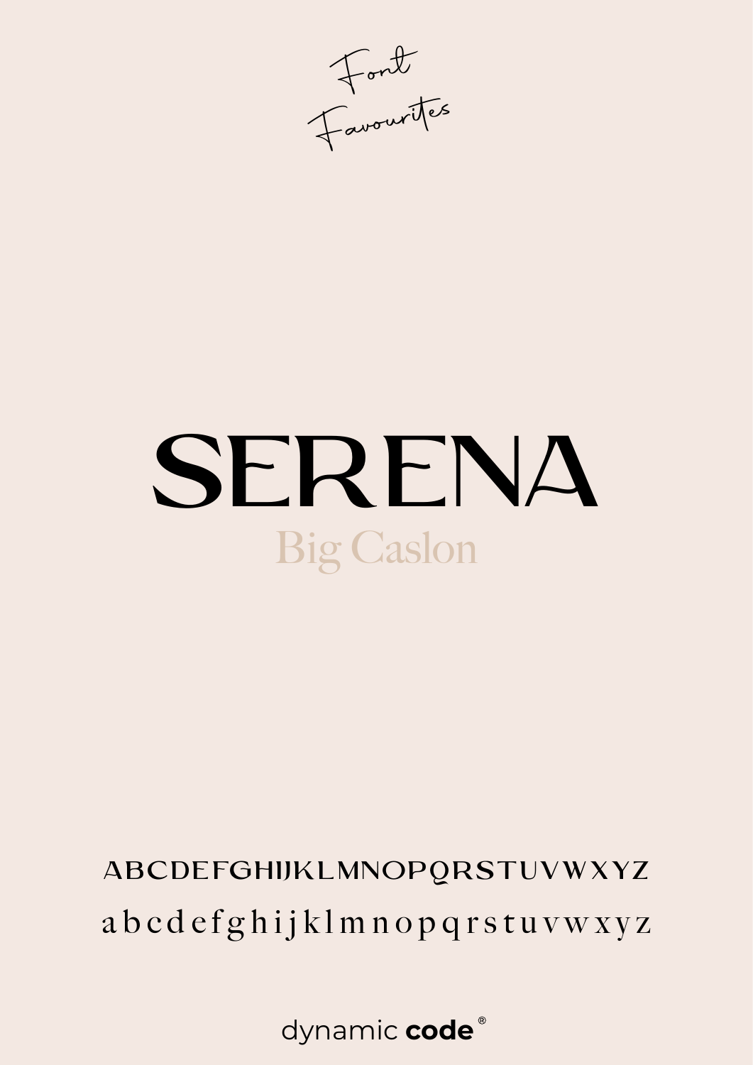*Font Favourites*

# SERENA

Big Caslon

ABCDEFGHIJKLMNOPQRSTUVWXYZ

abcdefghijklmnopqrstuvwxyz

dynamic **code**®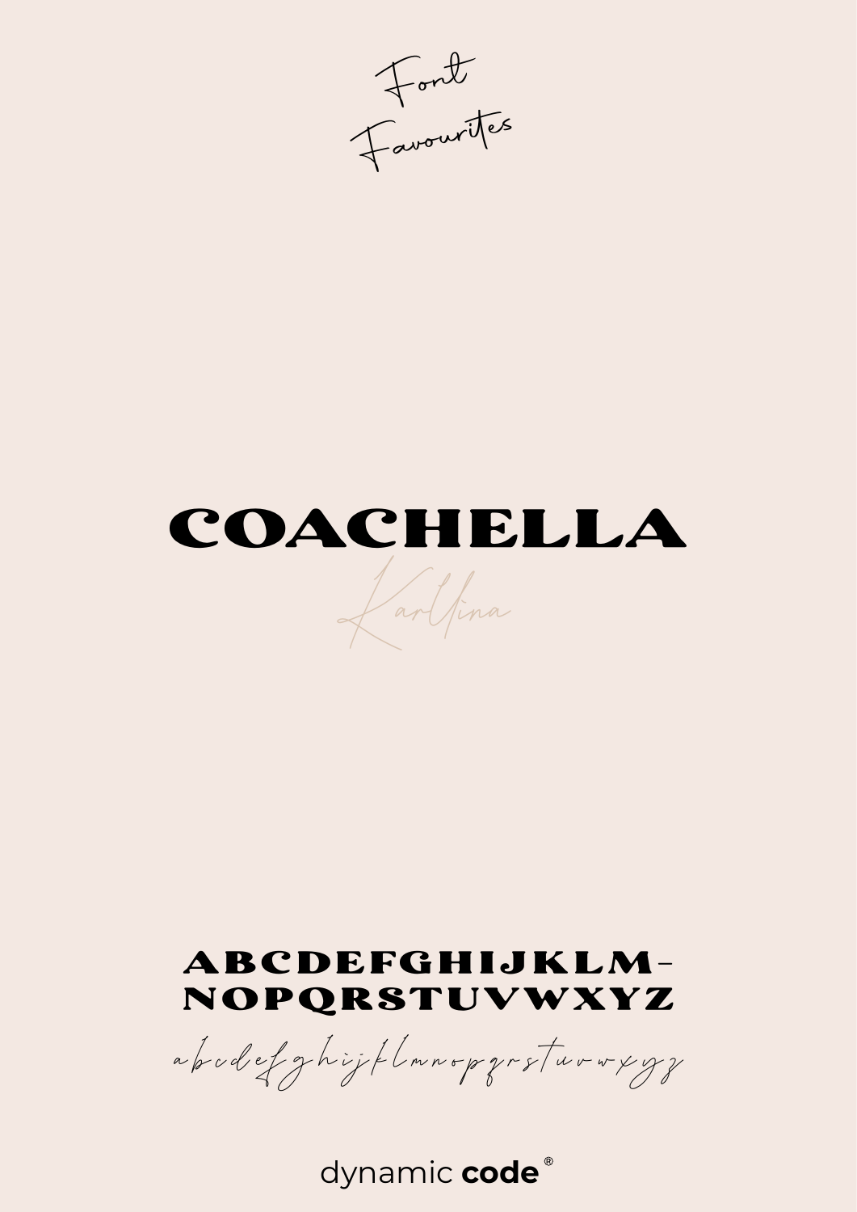Font Favourites

# COACHELLA

Karllina

ABCDEFGHIJKLM-
NOPQRSTUVWXYZ

abcdefghijklmnopqrstuvwxyz

dynamic **code**®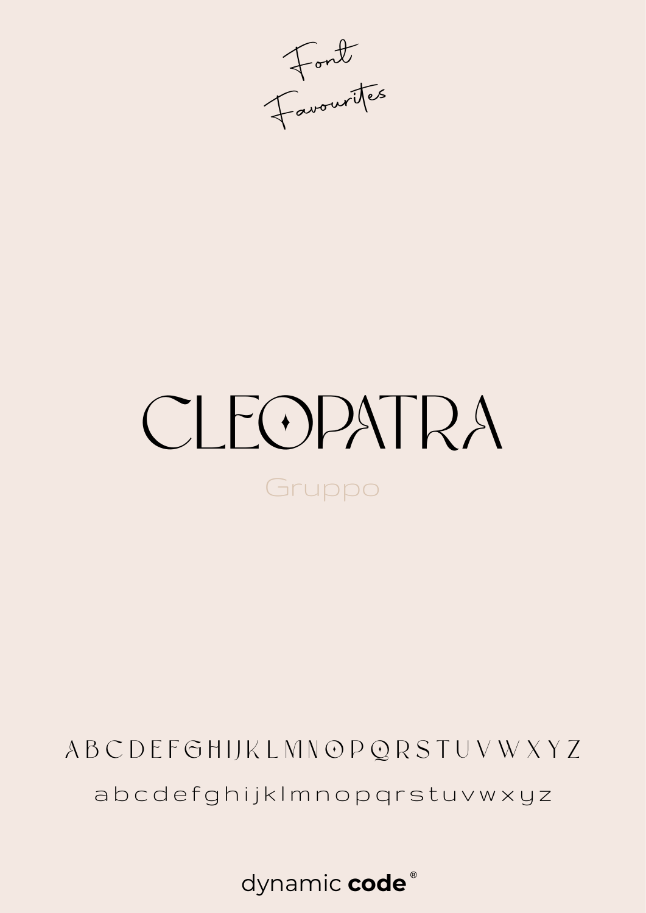Font Favourites

# CLEOPATRA

Gruppo

A B C D E F G H I J K L M N O P Q R S T U V W X Y Z

a b c d e f g h i j k l m n o p q r s t u v w x y z

dynamic **code**®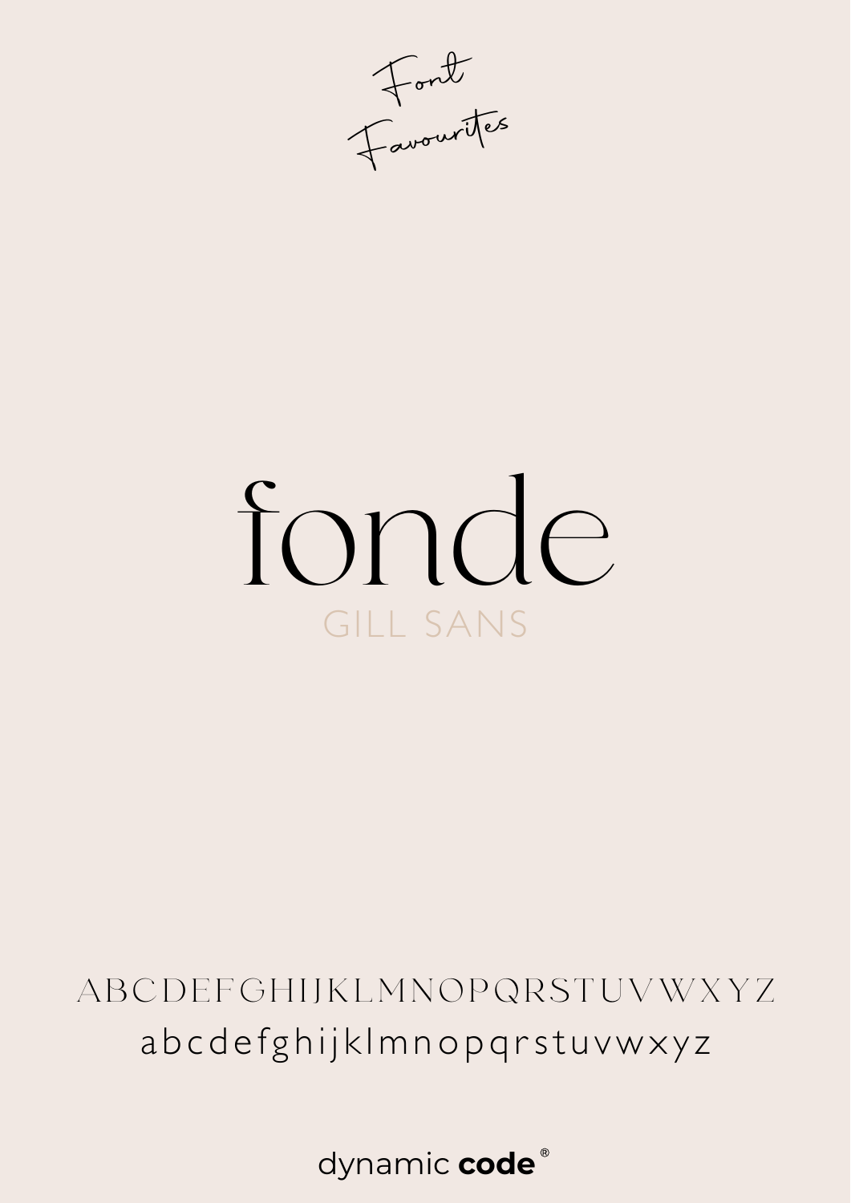*Font Favourites*

# fonde

GILL SANS

ABCDEFGHIJKLMNOPQRSTUVWXYZ

abcdefghijklmnopqrstuvwxyz

dynamic **code**®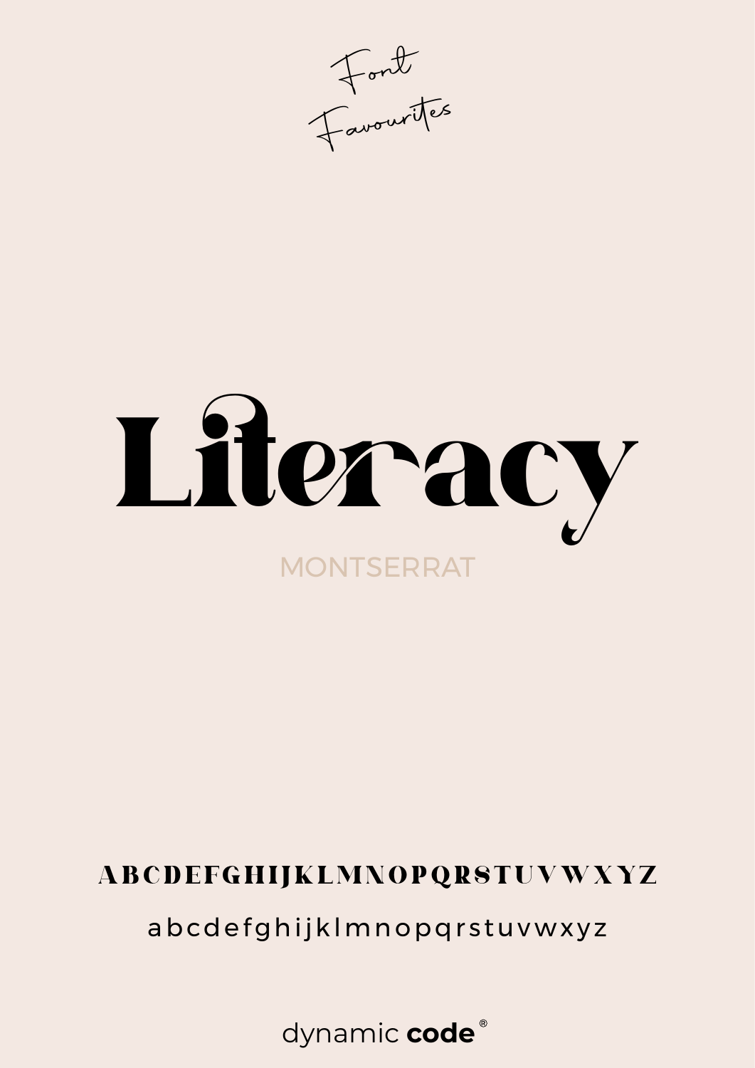Font Favourites

# Literacy

MONTSERRAT

ABCDEFGHIJKLMNOPQRSTUVWXYZ

abcdefghijklmnopqrstuvwxyz

dynamic **code**®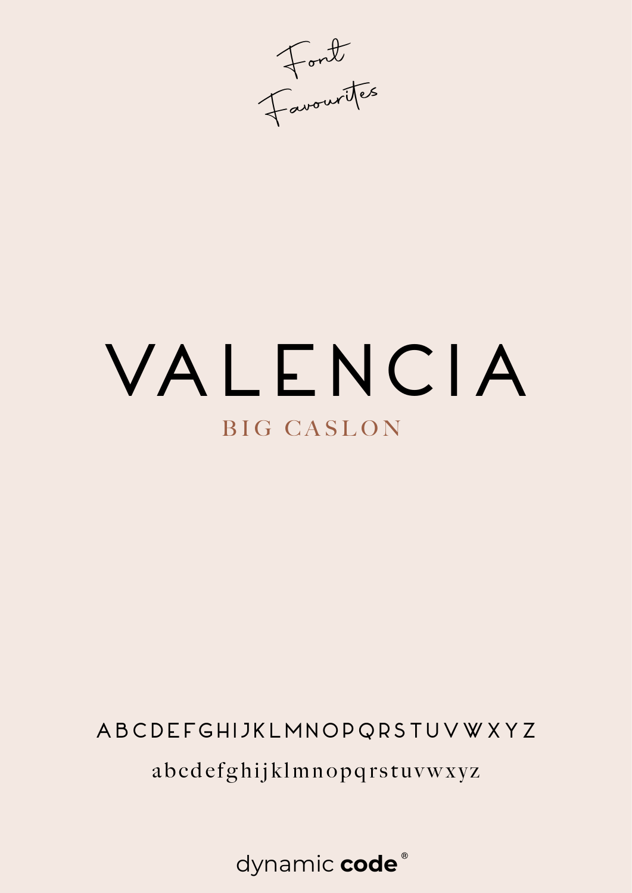*Font Favourites*

# VALENCIA

## BIG CASLON

A B C D E F G H I J K L M N O P Q R S T U V W X Y Z

a b c d e f g h i j k l m n o p q r s t u v w x y z

dynamic **code**®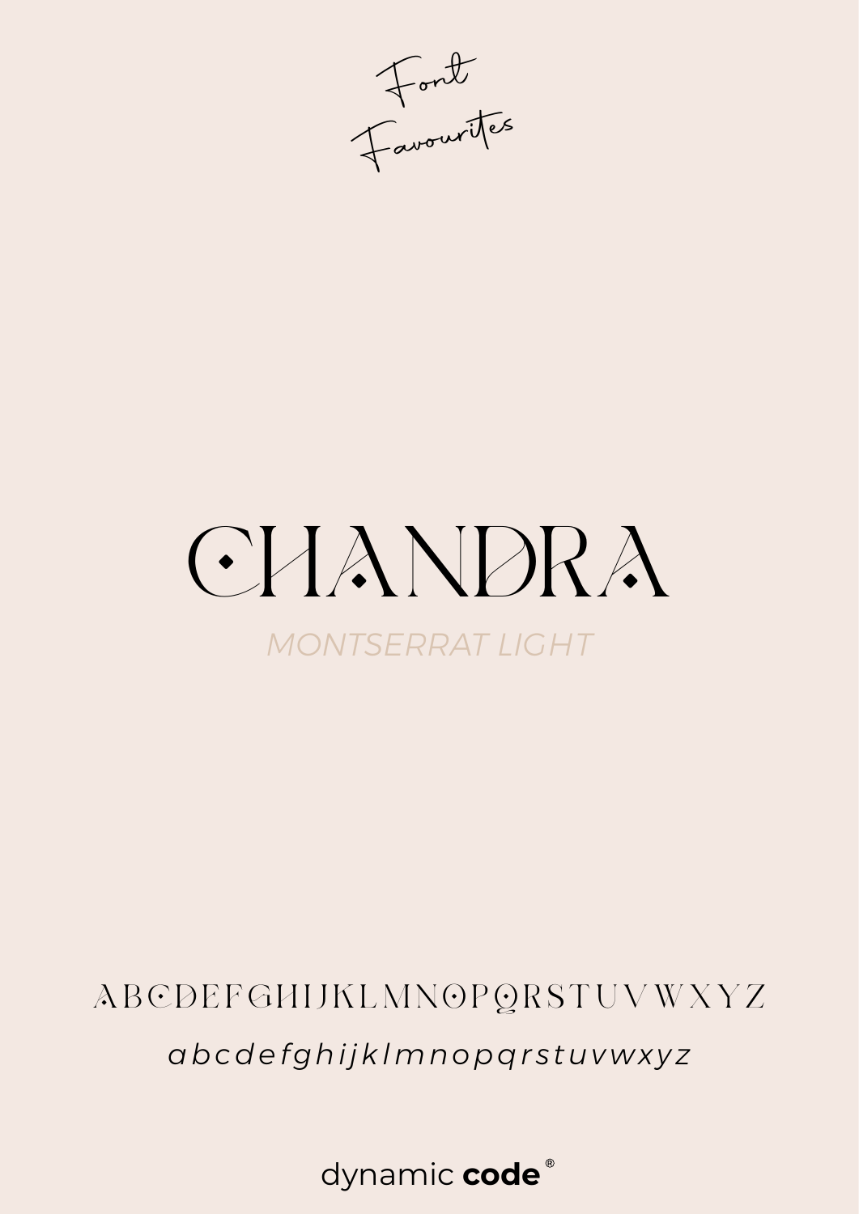Font Favourites

# CHANDRA

MONTSERRAT LIGHT

A B C D E F G H I J K L M N O P Q R S T U V W X Y Z

*a b c d e f g h i j k l m n o p q r s t u v w x y z*

dynamic **code**®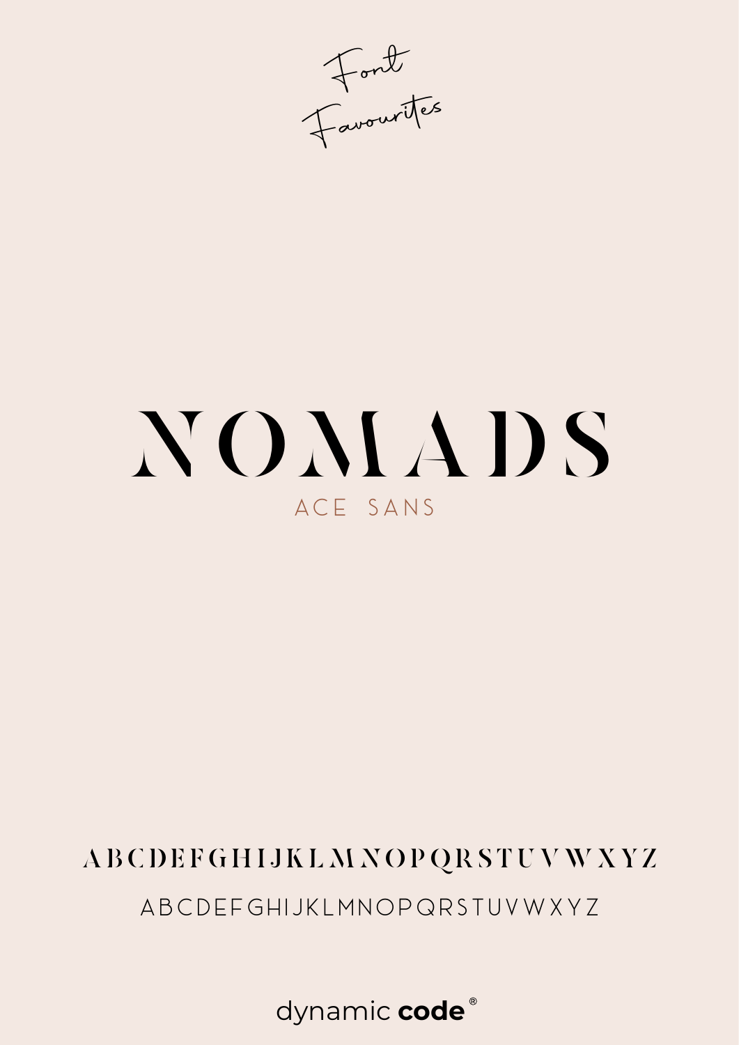*Font Favourites*

# NOMADS

ACE SANS

ABCDEFGHIJKLMNOPQRSTUVWXYZ

ABCDEFGHIJKLMNOPQRSTUVWXYZ

dynamic **code**®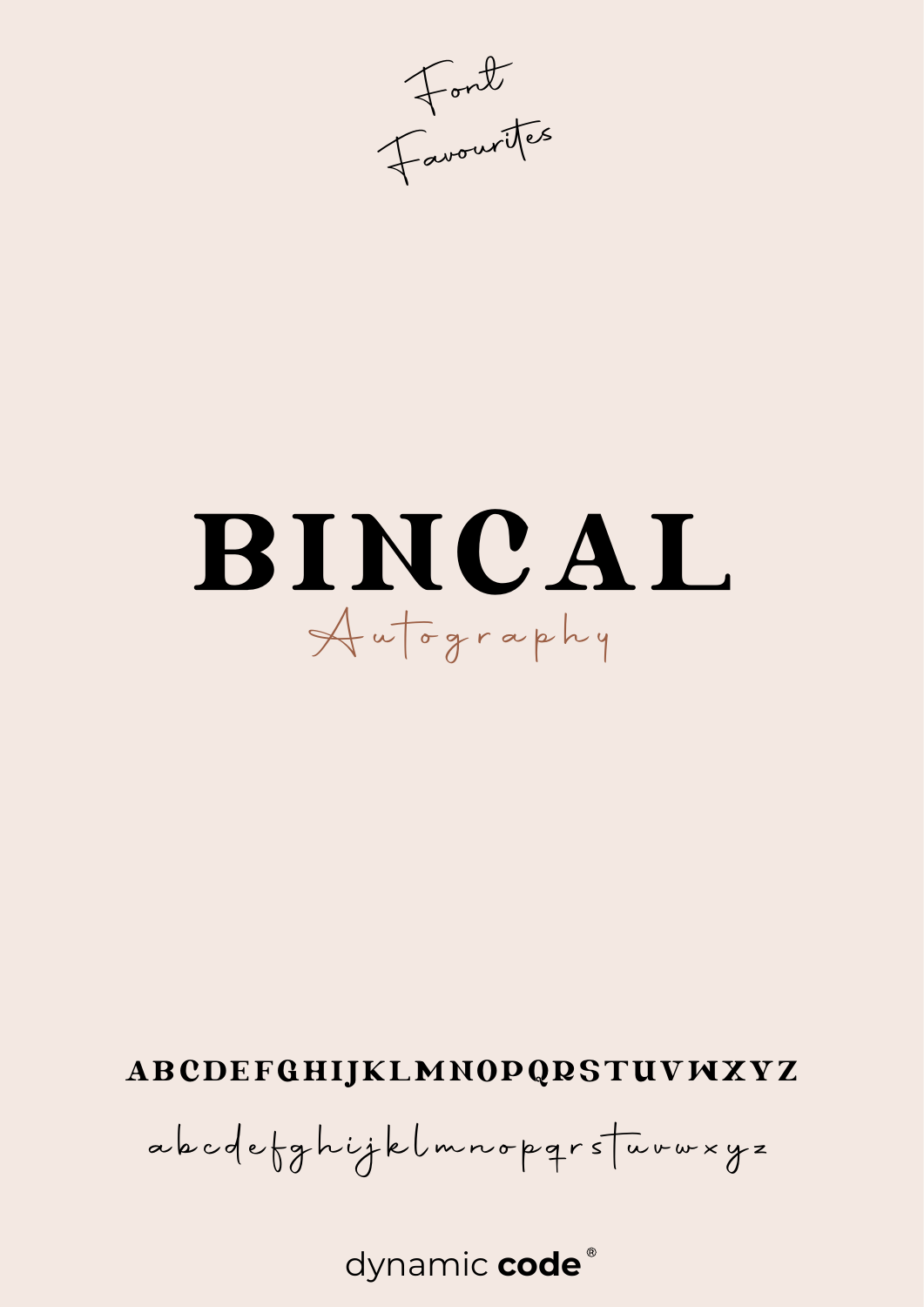Font Favourites

# BINCAL

Autography

ABCDEFGHIJKLMNOPQRSTUVWXYZ

abcdefghijklmnopqrstuvwxyz

dynamic **code**®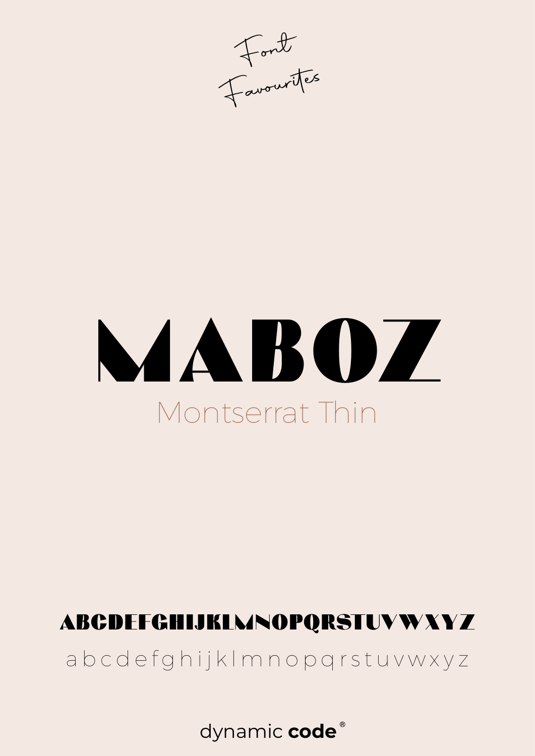Font Favourites

# MABOZ

Montserrat Thin

ABCDEFGHIJKLMNOPQRSTUVWXYZ

a b c d e f g h i j k l m n o p q r s t u v w x y z

dynamic **code**®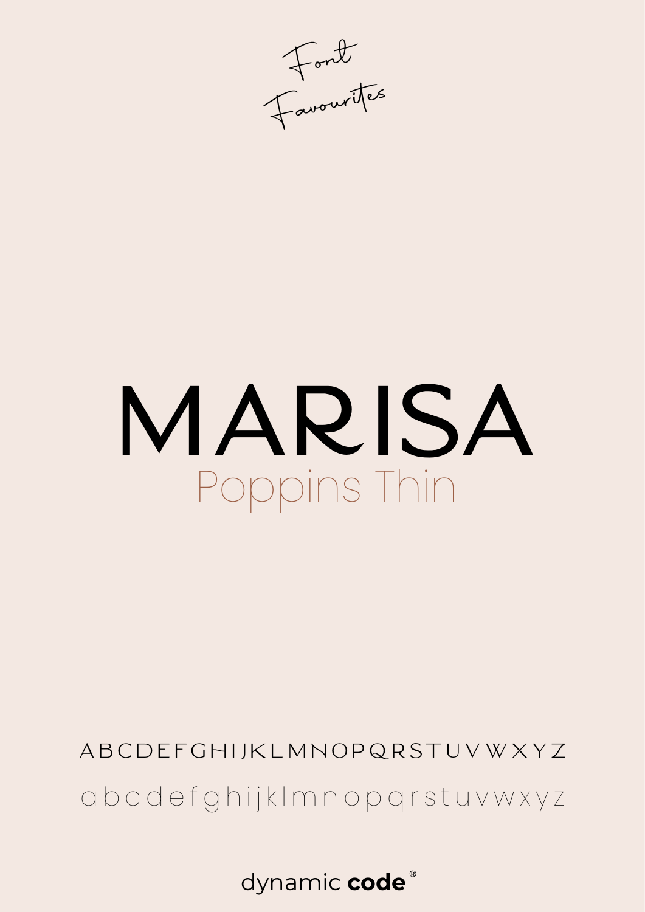*Font Favourites*

# MARISA

Poppins Thin

A B C D E F G H I J K L M N O P Q R S T U V W X Y Z

a b c d e f g h i j k l m n o p q r s t u v w x y z

dynamic **code**®